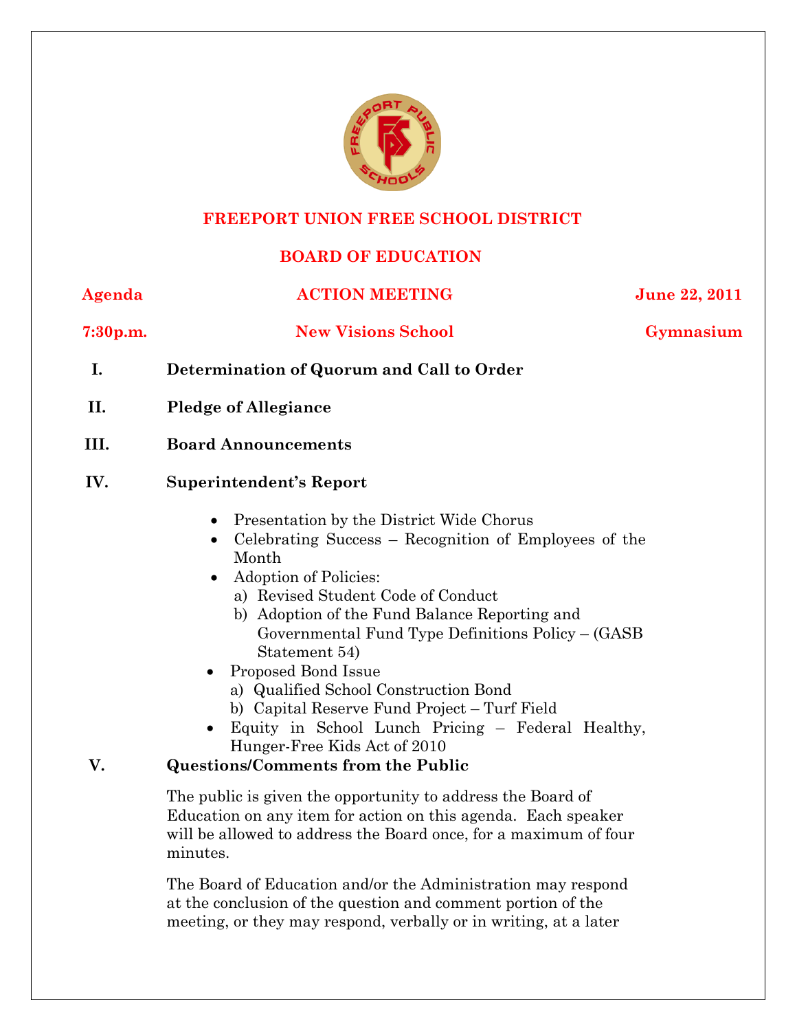# FREEPORT UNION FREE SCHOOL DISTRICT

## BOARD OF EDUCATION

**Agenda** | **ACTION MEETING** | **June 22, 2011**

**7:30p.m.** | **New Visions School** | **Gymnasium**

**I. Determination of Quorum and Call to Order**

**II. Pledge of Allegiance**

**III. Board Announcements**

**IV. Superintendent's Report**

- Presentation by the District Wide Chorus
- Celebrating Success – Recognition of Employees of the Month
- Adoption of Policies:
  a) Revised Student Code of Conduct
  b) Adoption of the Fund Balance Reporting and Governmental Fund Type Definitions Policy – (GASB Statement 54)
- Proposed Bond Issue
  a) Qualified School Construction Bond
  b) Capital Reserve Fund Project – Turf Field
- Equity in School Lunch Pricing – Federal Healthy, Hunger-Free Kids Act of 2010

**V. Questions/Comments from the Public**

The public is given the opportunity to address the Board of Education on any item for action on this agenda. Each speaker will be allowed to address the Board once, for a maximum of four minutes.

The Board of Education and/or the Administration may respond at the conclusion of the question and comment portion of the meeting, or they may respond, verbally or in writing, at a later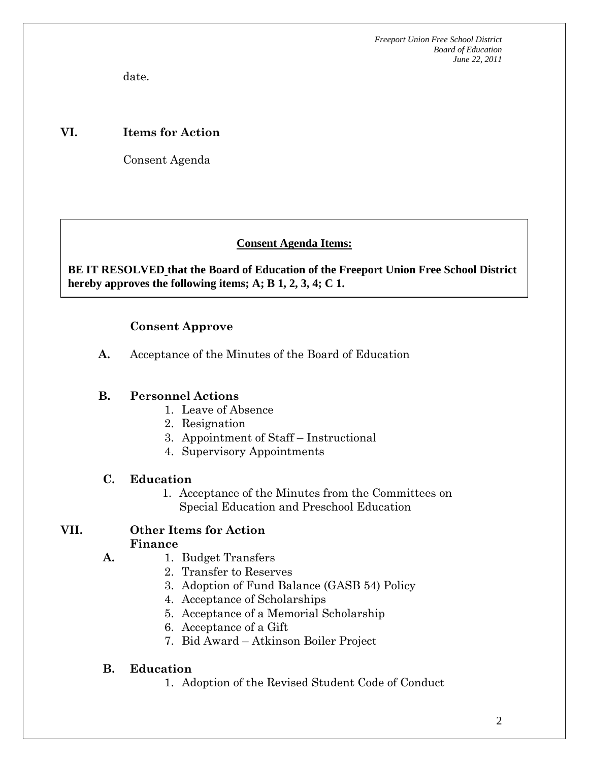date.

## VI. Items for Action

Consent Agenda

> **Consent Agenda Items:**
>
> **BE IT RESOLVED that the Board of Education of the Freeport Union Free School District hereby approves the following items; A; B 1, 2, 3, 4; C 1.**

**Consent Approve**

**A.** Acceptance of the Minutes of the Board of Education

**B. Personnel Actions**

1. Leave of Absence
2. Resignation
3. Appointment of Staff – Instructional
4. Supervisory Appointments

**C. Education**

1. Acceptance of the Minutes from the Committees on Special Education and Preschool Education

## VII. Other Items for Action

**A. Finance**

1. Budget Transfers
2. Transfer to Reserves
3. Adoption of Fund Balance (GASB 54) Policy
4. Acceptance of Scholarships
5. Acceptance of a Memorial Scholarship
6. Acceptance of a Gift
7. Bid Award – Atkinson Boiler Project

**B. Education**

1. Adoption of the Revised Student Code of Conduct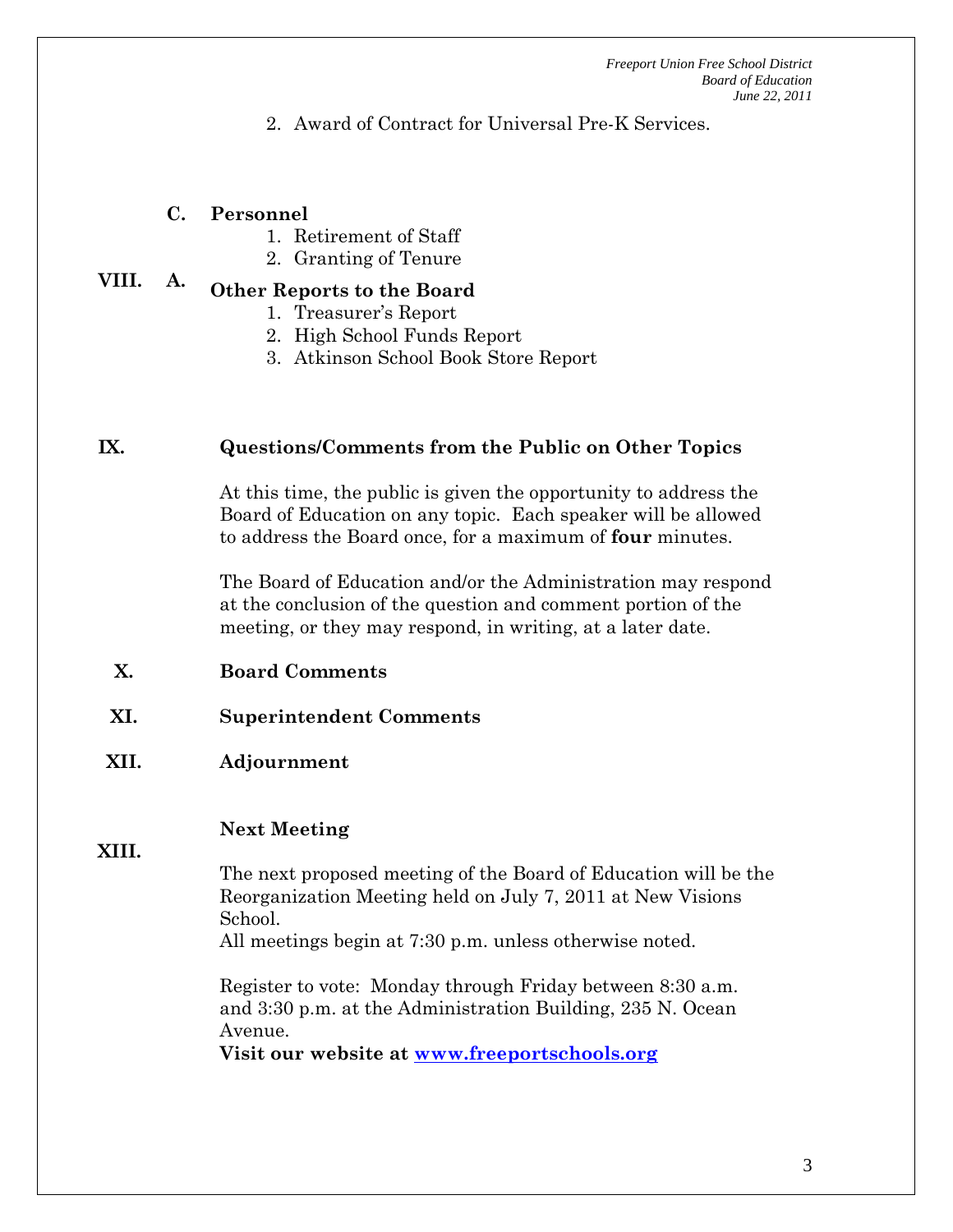2. Award of Contract for Universal Pre-K Services.

**C. Personnel**

1. Retirement of Staff
2. Granting of Tenure

**VIII. A. Other Reports to the Board**

1. Treasurer's Report
2. High School Funds Report
3. Atkinson School Book Store Report

**IX. Questions/Comments from the Public on Other Topics**

At this time, the public is given the opportunity to address the Board of Education on any topic. Each speaker will be allowed to address the Board once, for a maximum of **four** minutes.

The Board of Education and/or the Administration may respond at the conclusion of the question and comment portion of the meeting, or they may respond, in writing, at a later date.

**X. Board Comments**

**XI. Superintendent Comments**

**XII. Adjournment**

**XIII. Next Meeting**

The next proposed meeting of the Board of Education will be the Reorganization Meeting held on July 7, 2011 at New Visions School.
All meetings begin at 7:30 p.m. unless otherwise noted.

Register to vote: Monday through Friday between 8:30 a.m. and 3:30 p.m. at the Administration Building, 235 N. Ocean Avenue.
**Visit our website at [www.freeportschools.org](http://www.freeportschools.org)**